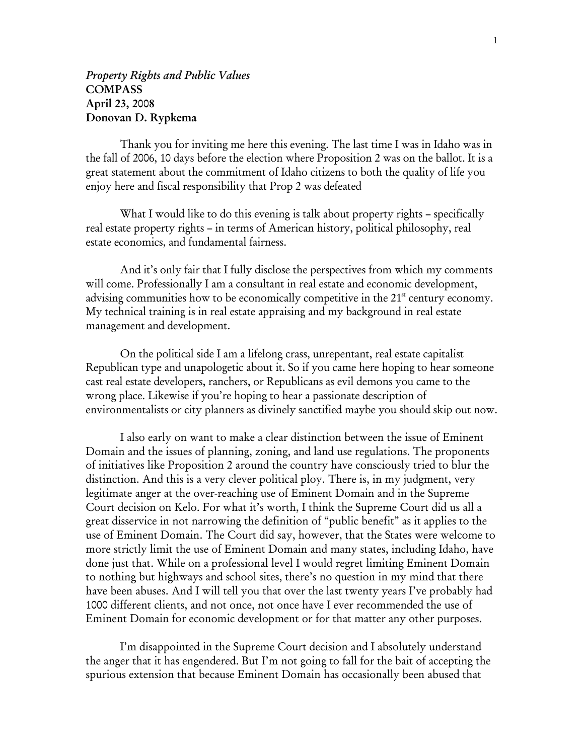*Property Rights and Public Values*
**COMPASS**
**April 23, 2008**
**Donovan D. Rypkema**

Thank you for inviting me here this evening. The last time I was in Idaho was in the fall of 2006, 10 days before the election where Proposition 2 was on the ballot. It is a great statement about the commitment of Idaho citizens to both the quality of life you enjoy here and fiscal responsibility that Prop 2 was defeated

What I would like to do this evening is talk about property rights – specifically real estate property rights – in terms of American history, political philosophy, real estate economics, and fundamental fairness.

And it's only fair that I fully disclose the perspectives from which my comments will come. Professionally I am a consultant in real estate and economic development, advising communities how to be economically competitive in the 21st century economy. My technical training is in real estate appraising and my background in real estate management and development.

On the political side I am a lifelong crass, unrepentant, real estate capitalist Republican type and unapologetic about it. So if you came here hoping to hear someone cast real estate developers, ranchers, or Republicans as evil demons you came to the wrong place. Likewise if you're hoping to hear a passionate description of environmentalists or city planners as divinely sanctified maybe you should skip out now.

I also early on want to make a clear distinction between the issue of Eminent Domain and the issues of planning, zoning, and land use regulations. The proponents of initiatives like Proposition 2 around the country have consciously tried to blur the distinction. And this is a very clever political ploy. There is, in my judgment, very legitimate anger at the over-reaching use of Eminent Domain and in the Supreme Court decision on Kelo. For what it's worth, I think the Supreme Court did us all a great disservice in not narrowing the definition of "public benefit" as it applies to the use of Eminent Domain. The Court did say, however, that the States were welcome to more strictly limit the use of Eminent Domain and many states, including Idaho, have done just that. While on a professional level I would regret limiting Eminent Domain to nothing but highways and school sites, there's no question in my mind that there have been abuses. And I will tell you that over the last twenty years I've probably had 1000 different clients, and not once, not once have I ever recommended the use of Eminent Domain for economic development or for that matter any other purposes.

I'm disappointed in the Supreme Court decision and I absolutely understand the anger that it has engendered. But I'm not going to fall for the bait of accepting the spurious extension that because Eminent Domain has occasionally been abused that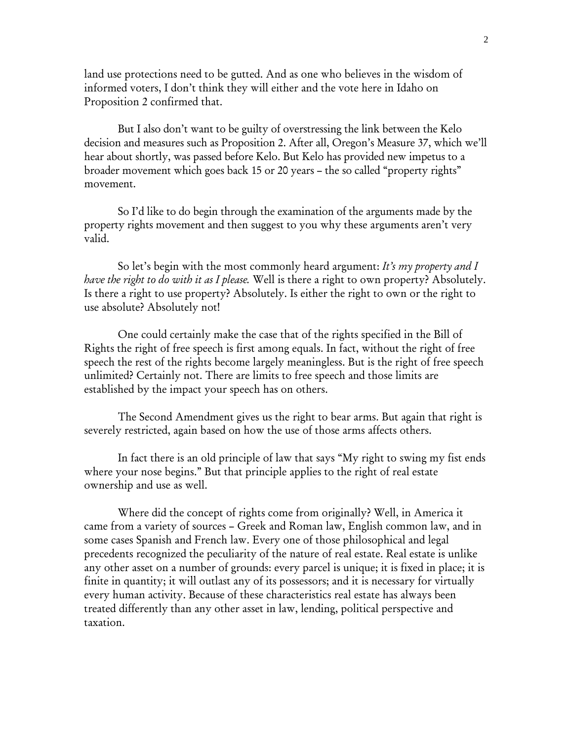land use protections need to be gutted. And as one who believes in the wisdom of informed voters, I don't think they will either and the vote here in Idaho on Proposition 2 confirmed that.

But I also don't want to be guilty of overstressing the link between the Kelo decision and measures such as Proposition 2. After all, Oregon's Measure 37, which we'll hear about shortly, was passed before Kelo. But Kelo has provided new impetus to a broader movement which goes back 15 or 20 years – the so called "property rights" movement.

So I'd like to do begin through the examination of the arguments made by the property rights movement and then suggest to you why these arguments aren't very valid.

So let's begin with the most commonly heard argument: *It's my property and I have the right to do with it as I please.* Well is there a right to own property? Absolutely. Is there a right to use property? Absolutely. Is either the right to own or the right to use absolute? Absolutely not!

One could certainly make the case that of the rights specified in the Bill of Rights the right of free speech is first among equals. In fact, without the right of free speech the rest of the rights become largely meaningless. But is the right of free speech unlimited? Certainly not. There are limits to free speech and those limits are established by the impact your speech has on others.

The Second Amendment gives us the right to bear arms. But again that right is severely restricted, again based on how the use of those arms affects others.

In fact there is an old principle of law that says "My right to swing my fist ends where your nose begins." But that principle applies to the right of real estate ownership and use as well.

Where did the concept of rights come from originally? Well, in America it came from a variety of sources – Greek and Roman law, English common law, and in some cases Spanish and French law. Every one of those philosophical and legal precedents recognized the peculiarity of the nature of real estate. Real estate is unlike any other asset on a number of grounds: every parcel is unique; it is fixed in place; it is finite in quantity; it will outlast any of its possessors; and it is necessary for virtually every human activity. Because of these characteristics real estate has always been treated differently than any other asset in law, lending, political perspective and taxation.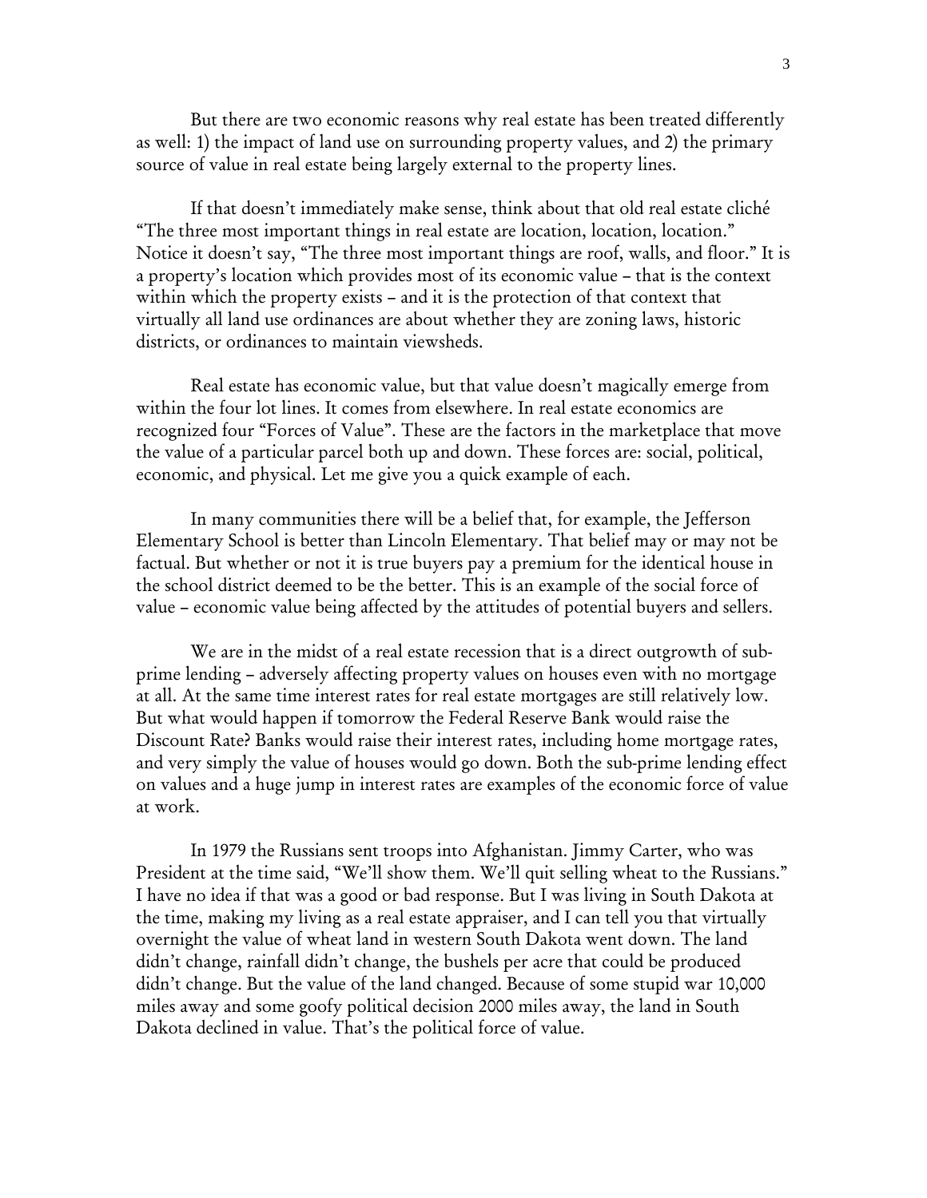But there are two economic reasons why real estate has been treated differently as well: 1) the impact of land use on surrounding property values, and 2) the primary source of value in real estate being largely external to the property lines.

If that doesn't immediately make sense, think about that old real estate cliché "The three most important things in real estate are location, location, location." Notice it doesn't say, "The three most important things are roof, walls, and floor." It is a property's location which provides most of its economic value – that is the context within which the property exists – and it is the protection of that context that virtually all land use ordinances are about whether they are zoning laws, historic districts, or ordinances to maintain viewsheds.

Real estate has economic value, but that value doesn't magically emerge from within the four lot lines. It comes from elsewhere. In real estate economics are recognized four "Forces of Value". These are the factors in the marketplace that move the value of a particular parcel both up and down. These forces are: social, political, economic, and physical. Let me give you a quick example of each.

In many communities there will be a belief that, for example, the Jefferson Elementary School is better than Lincoln Elementary. That belief may or may not be factual. But whether or not it is true buyers pay a premium for the identical house in the school district deemed to be the better. This is an example of the social force of value – economic value being affected by the attitudes of potential buyers and sellers.

We are in the midst of a real estate recession that is a direct outgrowth of sub-prime lending – adversely affecting property values on houses even with no mortgage at all. At the same time interest rates for real estate mortgages are still relatively low. But what would happen if tomorrow the Federal Reserve Bank would raise the Discount Rate? Banks would raise their interest rates, including home mortgage rates, and very simply the value of houses would go down. Both the sub-prime lending effect on values and a huge jump in interest rates are examples of the economic force of value at work.

In 1979 the Russians sent troops into Afghanistan. Jimmy Carter, who was President at the time said, "We'll show them. We'll quit selling wheat to the Russians." I have no idea if that was a good or bad response. But I was living in South Dakota at the time, making my living as a real estate appraiser, and I can tell you that virtually overnight the value of wheat land in western South Dakota went down. The land didn't change, rainfall didn't change, the bushels per acre that could be produced didn't change. But the value of the land changed. Because of some stupid war 10,000 miles away and some goofy political decision 2000 miles away, the land in South Dakota declined in value. That's the political force of value.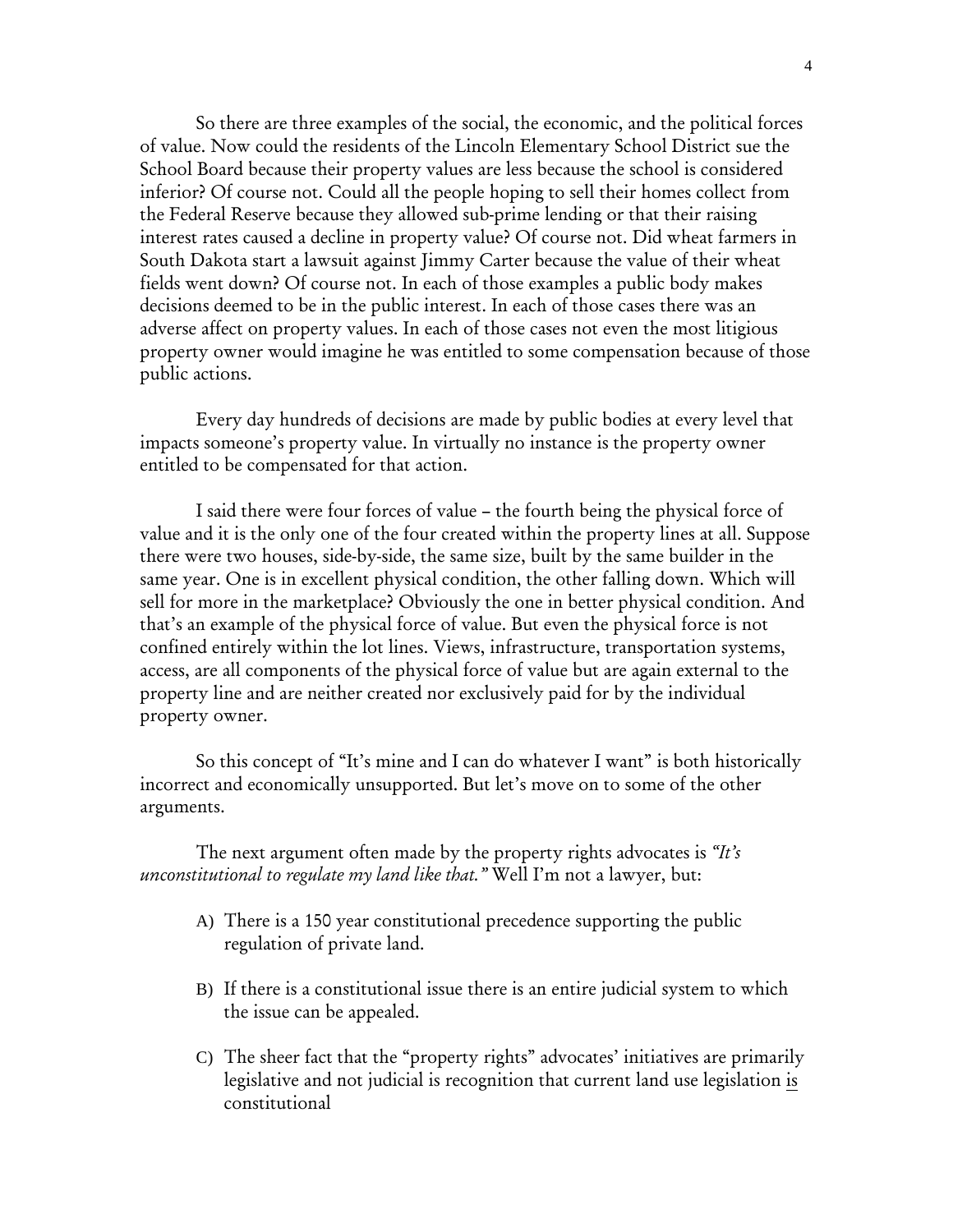So there are three examples of the social, the economic, and the political forces of value. Now could the residents of the Lincoln Elementary School District sue the School Board because their property values are less because the school is considered inferior? Of course not. Could all the people hoping to sell their homes collect from the Federal Reserve because they allowed sub-prime lending or that their raising interest rates caused a decline in property value? Of course not. Did wheat farmers in South Dakota start a lawsuit against Jimmy Carter because the value of their wheat fields went down? Of course not. In each of those examples a public body makes decisions deemed to be in the public interest. In each of those cases there was an adverse affect on property values. In each of those cases not even the most litigious property owner would imagine he was entitled to some compensation because of those public actions.

Every day hundreds of decisions are made by public bodies at every level that impacts someone's property value. In virtually no instance is the property owner entitled to be compensated for that action.

I said there were four forces of value – the fourth being the physical force of value and it is the only one of the four created within the property lines at all. Suppose there were two houses, side-by-side, the same size, built by the same builder in the same year. One is in excellent physical condition, the other falling down. Which will sell for more in the marketplace? Obviously the one in better physical condition. And that's an example of the physical force of value. But even the physical force is not confined entirely within the lot lines. Views, infrastructure, transportation systems, access, are all components of the physical force of value but are again external to the property line and are neither created nor exclusively paid for by the individual property owner.

So this concept of "It's mine and I can do whatever I want" is both historically incorrect and economically unsupported. But let's move on to some of the other arguments.

The next argument often made by the property rights advocates is *"It's unconstitutional to regulate my land like that."* Well I'm not a lawyer, but:

A) There is a 150 year constitutional precedence supporting the public regulation of private land.

B) If there is a constitutional issue there is an entire judicial system to which the issue can be appealed.

C) The sheer fact that the "property rights" advocates' initiatives are primarily legislative and not judicial is recognition that current land use legislation <u>is</u> constitutional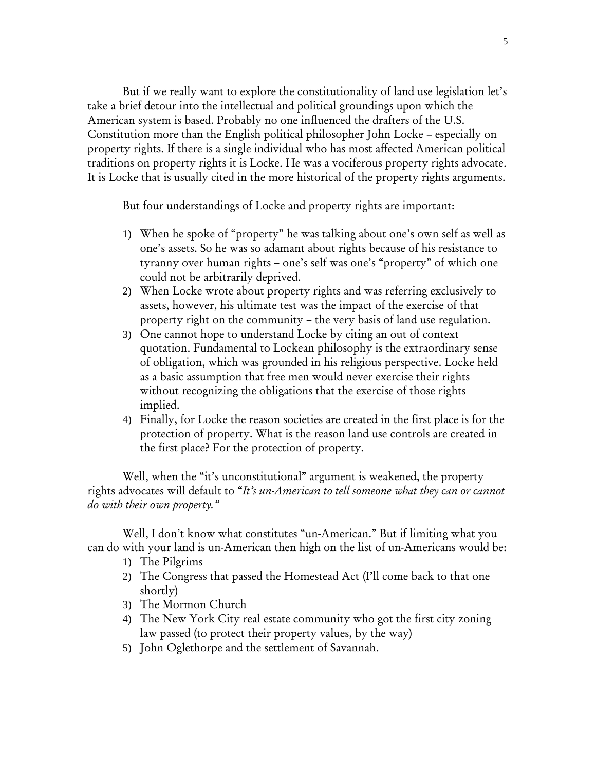But if we really want to explore the constitutionality of land use legislation let's take a brief detour into the intellectual and political groundings upon which the American system is based. Probably no one influenced the drafters of the U.S. Constitution more than the English political philosopher John Locke – especially on property rights. If there is a single individual who has most affected American political traditions on property rights it is Locke. He was a vociferous property rights advocate. It is Locke that is usually cited in the more historical of the property rights arguments.

But four understandings of Locke and property rights are important:

1) When he spoke of "property" he was talking about one's own self as well as one's assets. So he was so adamant about rights because of his resistance to tyranny over human rights – one's self was one's "property" of which one could not be arbitrarily deprived.
2) When Locke wrote about property rights and was referring exclusively to assets, however, his ultimate test was the impact of the exercise of that property right on the community – the very basis of land use regulation.
3) One cannot hope to understand Locke by citing an out of context quotation. Fundamental to Lockean philosophy is the extraordinary sense of obligation, which was grounded in his religious perspective. Locke held as a basic assumption that free men would never exercise their rights without recognizing the obligations that the exercise of those rights implied.
4) Finally, for Locke the reason societies are created in the first place is for the protection of property. What is the reason land use controls are created in the first place? For the protection of property.

Well, when the "it's unconstitutional" argument is weakened, the property rights advocates will default to "*It's un-American to tell someone what they can or cannot do with their own property.*"

Well, I don't know what constitutes "un-American." But if limiting what you can do with your land is un-American then high on the list of un-Americans would be:

1) The Pilgrims
2) The Congress that passed the Homestead Act (I'll come back to that one shortly)
3) The Mormon Church
4) The New York City real estate community who got the first city zoning law passed (to protect their property values, by the way)
5) John Oglethorpe and the settlement of Savannah.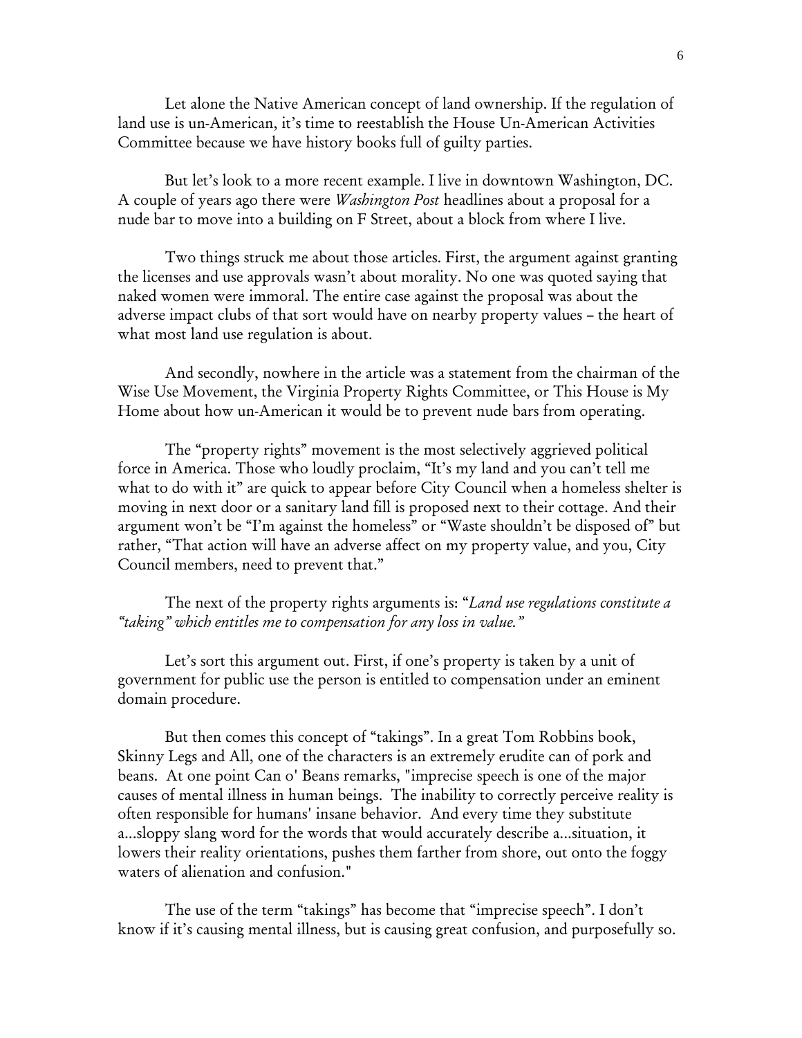Let alone the Native American concept of land ownership. If the regulation of land use is un-American, it's time to reestablish the House Un-American Activities Committee because we have history books full of guilty parties.

But let's look to a more recent example. I live in downtown Washington, DC. A couple of years ago there were *Washington Post* headlines about a proposal for a nude bar to move into a building on F Street, about a block from where I live.

Two things struck me about those articles. First, the argument against granting the licenses and use approvals wasn't about morality. No one was quoted saying that naked women were immoral. The entire case against the proposal was about the adverse impact clubs of that sort would have on nearby property values – the heart of what most land use regulation is about.

And secondly, nowhere in the article was a statement from the chairman of the Wise Use Movement, the Virginia Property Rights Committee, or This House is My Home about how un-American it would be to prevent nude bars from operating.

The "property rights" movement is the most selectively aggrieved political force in America. Those who loudly proclaim, "It's my land and you can't tell me what to do with it" are quick to appear before City Council when a homeless shelter is moving in next door or a sanitary land fill is proposed next to their cottage. And their argument won't be "I'm against the homeless" or "Waste shouldn't be disposed of" but rather, "That action will have an adverse affect on my property value, and you, City Council members, need to prevent that."

The next of the property rights arguments is: "*Land use regulations constitute a "taking" which entitles me to compensation for any loss in value.*"

Let's sort this argument out. First, if one's property is taken by a unit of government for public use the person is entitled to compensation under an eminent domain procedure.

But then comes this concept of "takings". In a great Tom Robbins book, Skinny Legs and All, one of the characters is an extremely erudite can of pork and beans. At one point Can o' Beans remarks, "imprecise speech is one of the major causes of mental illness in human beings. The inability to correctly perceive reality is often responsible for humans' insane behavior. And every time they substitute a...sloppy slang word for the words that would accurately describe a...situation, it lowers their reality orientations, pushes them farther from shore, out onto the foggy waters of alienation and confusion."

The use of the term "takings" has become that "imprecise speech". I don't know if it's causing mental illness, but is causing great confusion, and purposefully so.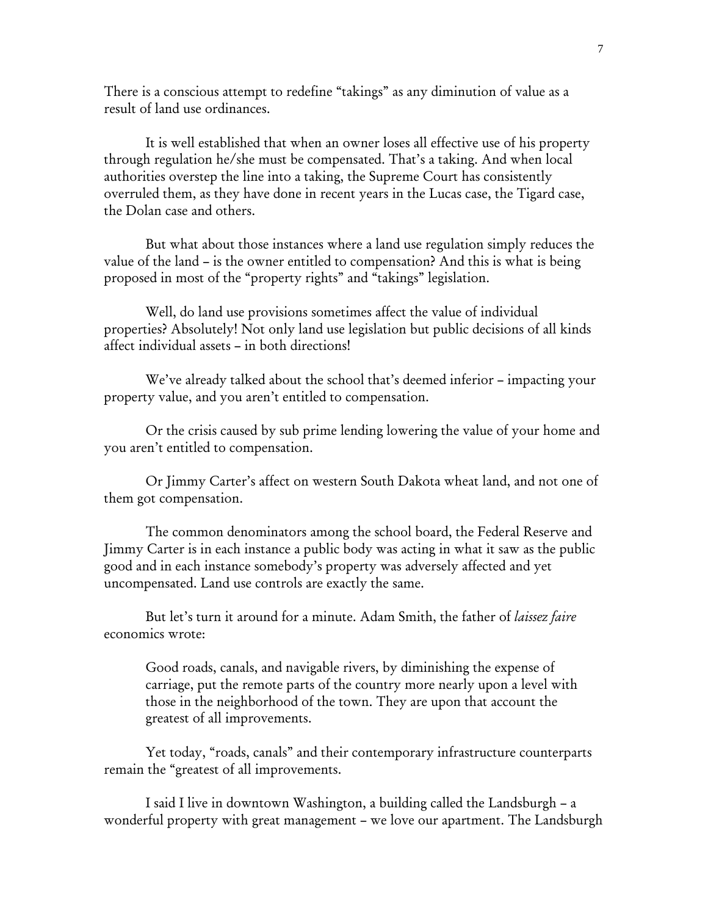There is a conscious attempt to redefine "takings" as any diminution of value as a result of land use ordinances.

It is well established that when an owner loses all effective use of his property through regulation he/she must be compensated. That's a taking. And when local authorities overstep the line into a taking, the Supreme Court has consistently overruled them, as they have done in recent years in the Lucas case, the Tigard case, the Dolan case and others.

But what about those instances where a land use regulation simply reduces the value of the land – is the owner entitled to compensation? And this is what is being proposed in most of the "property rights" and "takings" legislation.

Well, do land use provisions sometimes affect the value of individual properties? Absolutely! Not only land use legislation but public decisions of all kinds affect individual assets – in both directions!

We've already talked about the school that's deemed inferior – impacting your property value, and you aren't entitled to compensation.

Or the crisis caused by sub prime lending lowering the value of your home and you aren't entitled to compensation.

Or Jimmy Carter's affect on western South Dakota wheat land, and not one of them got compensation.

The common denominators among the school board, the Federal Reserve and Jimmy Carter is in each instance a public body was acting in what it saw as the public good and in each instance somebody's property was adversely affected and yet uncompensated. Land use controls are exactly the same.

But let's turn it around for a minute. Adam Smith, the father of *laissez faire* economics wrote:

> Good roads, canals, and navigable rivers, by diminishing the expense of carriage, put the remote parts of the country more nearly upon a level with those in the neighborhood of the town. They are upon that account the greatest of all improvements.

Yet today, "roads, canals" and their contemporary infrastructure counterparts remain the "greatest of all improvements.

I said I live in downtown Washington, a building called the Landsburgh – a wonderful property with great management – we love our apartment. The Landsburgh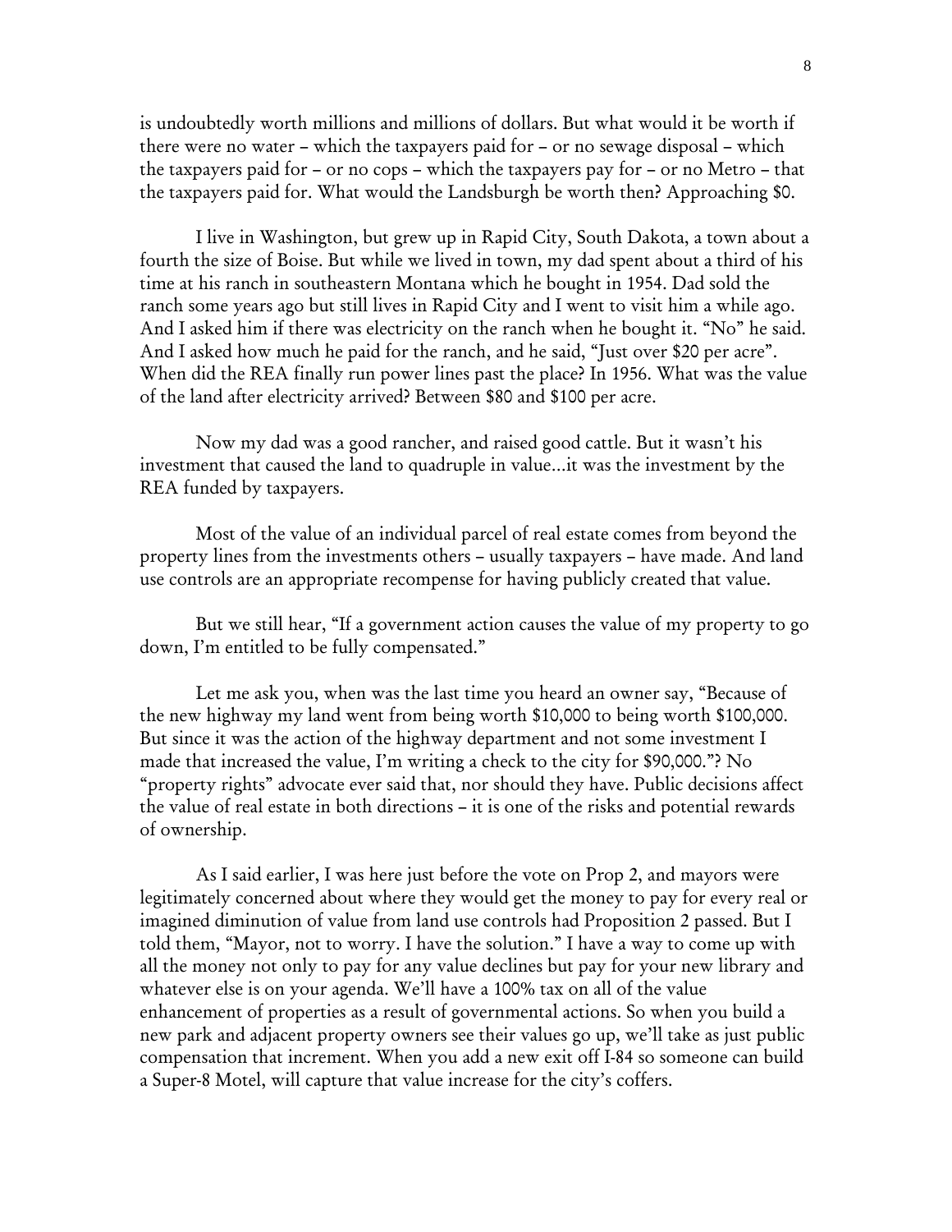is undoubtedly worth millions and millions of dollars. But what would it be worth if there were no water – which the taxpayers paid for – or no sewage disposal – which the taxpayers paid for – or no cops – which the taxpayers pay for – or no Metro – that the taxpayers paid for. What would the Landsburgh be worth then? Approaching $0.

I live in Washington, but grew up in Rapid City, South Dakota, a town about a fourth the size of Boise. But while we lived in town, my dad spent about a third of his time at his ranch in southeastern Montana which he bought in 1954. Dad sold the ranch some years ago but still lives in Rapid City and I went to visit him a while ago. And I asked him if there was electricity on the ranch when he bought it. "No" he said. And I asked how much he paid for the ranch, and he said, "Just over $20 per acre". When did the REA finally run power lines past the place? In 1956. What was the value of the land after electricity arrived? Between $80 and $100 per acre.

Now my dad was a good rancher, and raised good cattle. But it wasn't his investment that caused the land to quadruple in value…it was the investment by the REA funded by taxpayers.

Most of the value of an individual parcel of real estate comes from beyond the property lines from the investments others – usually taxpayers – have made. And land use controls are an appropriate recompense for having publicly created that value.

But we still hear, "If a government action causes the value of my property to go down, I'm entitled to be fully compensated."

Let me ask you, when was the last time you heard an owner say, "Because of the new highway my land went from being worth $10,000 to being worth $100,000. But since it was the action of the highway department and not some investment I made that increased the value, I'm writing a check to the city for $90,000."? No "property rights" advocate ever said that, nor should they have. Public decisions affect the value of real estate in both directions – it is one of the risks and potential rewards of ownership.

As I said earlier, I was here just before the vote on Prop 2, and mayors were legitimately concerned about where they would get the money to pay for every real or imagined diminution of value from land use controls had Proposition 2 passed. But I told them, "Mayor, not to worry. I have the solution." I have a way to come up with all the money not only to pay for any value declines but pay for your new library and whatever else is on your agenda. We'll have a 100% tax on all of the value enhancement of properties as a result of governmental actions. So when you build a new park and adjacent property owners see their values go up, we'll take as just public compensation that increment. When you add a new exit off I-84 so someone can build a Super-8 Motel, will capture that value increase for the city's coffers.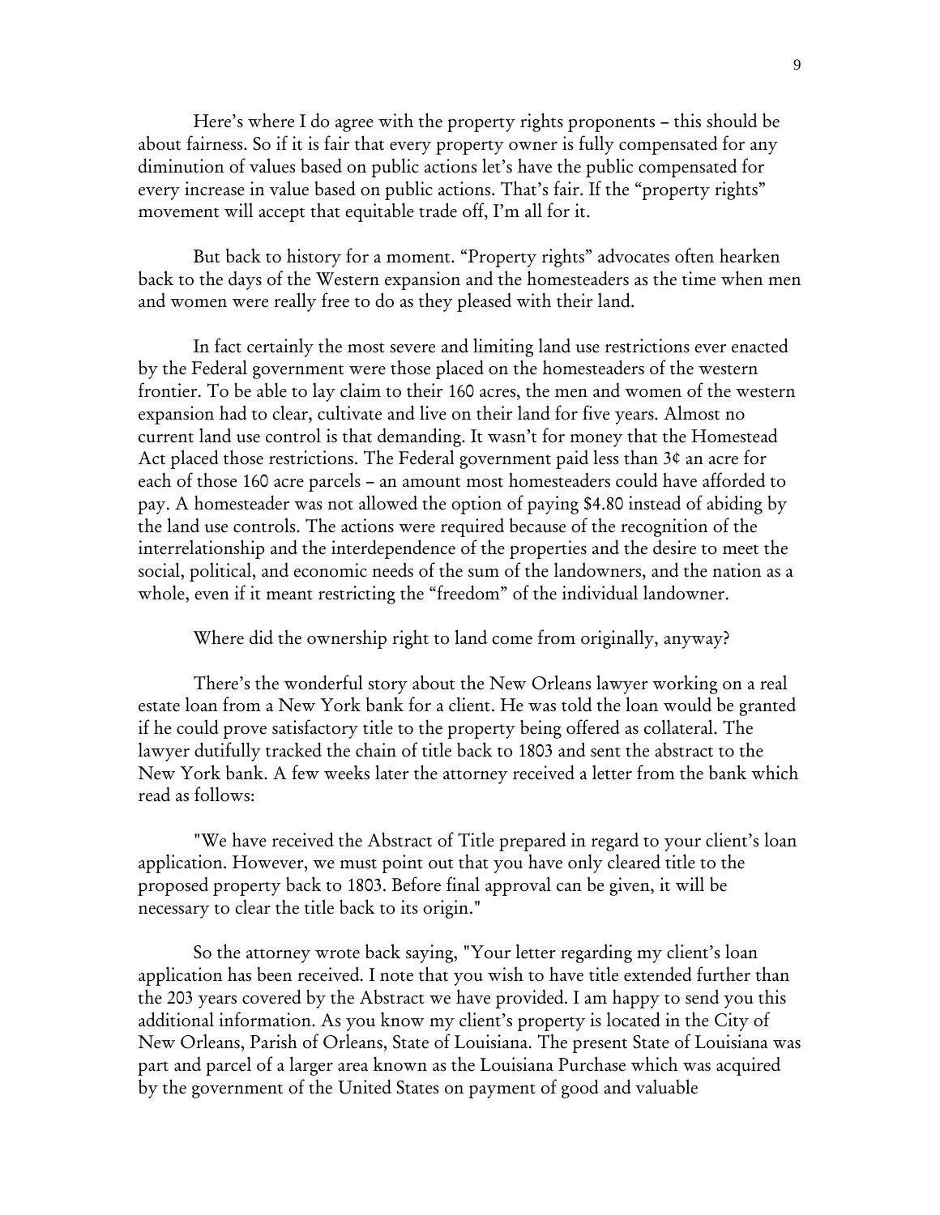Here's where I do agree with the property rights proponents – this should be about fairness. So if it is fair that every property owner is fully compensated for any diminution of values based on public actions let's have the public compensated for every increase in value based on public actions. That's fair. If the "property rights" movement will accept that equitable trade off, I'm all for it.

But back to history for a moment. "Property rights" advocates often hearken back to the days of the Western expansion and the homesteaders as the time when men and women were really free to do as they pleased with their land.

In fact certainly the most severe and limiting land use restrictions ever enacted by the Federal government were those placed on the homesteaders of the western frontier. To be able to lay claim to their 160 acres, the men and women of the western expansion had to clear, cultivate and live on their land for five years. Almost no current land use control is that demanding. It wasn't for money that the Homestead Act placed those restrictions. The Federal government paid less than 3¢ an acre for each of those 160 acre parcels – an amount most homesteaders could have afforded to pay. A homesteader was not allowed the option of paying $4.80 instead of abiding by the land use controls. The actions were required because of the recognition of the interrelationship and the interdependence of the properties and the desire to meet the social, political, and economic needs of the sum of the landowners, and the nation as a whole, even if it meant restricting the "freedom" of the individual landowner.

Where did the ownership right to land come from originally, anyway?

There's the wonderful story about the New Orleans lawyer working on a real estate loan from a New York bank for a client. He was told the loan would be granted if he could prove satisfactory title to the property being offered as collateral. The lawyer dutifully tracked the chain of title back to 1803 and sent the abstract to the New York bank. A few weeks later the attorney received a letter from the bank which read as follows:

"We have received the Abstract of Title prepared in regard to your client's loan application. However, we must point out that you have only cleared title to the proposed property back to 1803. Before final approval can be given, it will be necessary to clear the title back to its origin."

So the attorney wrote back saying, "Your letter regarding my client's loan application has been received. I note that you wish to have title extended further than the 203 years covered by the Abstract we have provided. I am happy to send you this additional information. As you know my client's property is located in the City of New Orleans, Parish of Orleans, State of Louisiana. The present State of Louisiana was part and parcel of a larger area known as the Louisiana Purchase which was acquired by the government of the United States on payment of good and valuable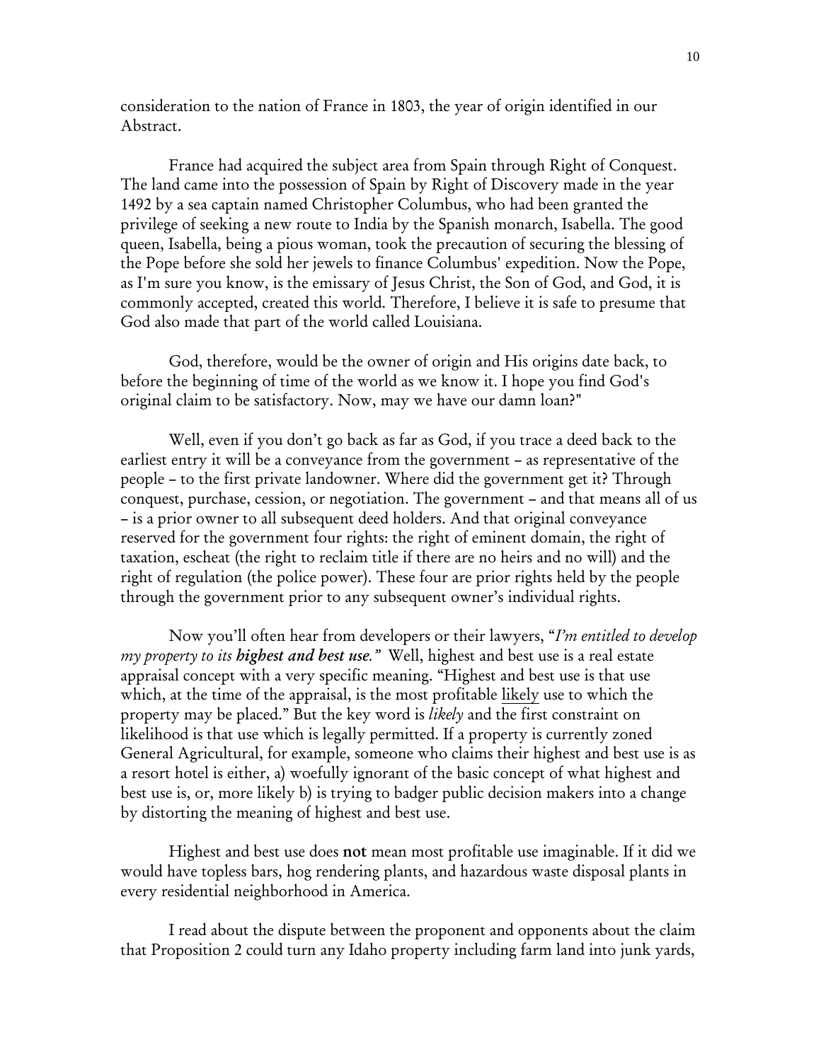consideration to the nation of France in 1803, the year of origin identified in our Abstract.

France had acquired the subject area from Spain through Right of Conquest. The land came into the possession of Spain by Right of Discovery made in the year 1492 by a sea captain named Christopher Columbus, who had been granted the privilege of seeking a new route to India by the Spanish monarch, Isabella. The good queen, Isabella, being a pious woman, took the precaution of securing the blessing of the Pope before she sold her jewels to finance Columbus' expedition. Now the Pope, as I'm sure you know, is the emissary of Jesus Christ, the Son of God, and God, it is commonly accepted, created this world. Therefore, I believe it is safe to presume that God also made that part of the world called Louisiana.

God, therefore, would be the owner of origin and His origins date back, to before the beginning of time of the world as we know it. I hope you find God's original claim to be satisfactory. Now, may we have our damn loan?"

Well, even if you don't go back as far as God, if you trace a deed back to the earliest entry it will be a conveyance from the government – as representative of the people – to the first private landowner. Where did the government get it? Through conquest, purchase, cession, or negotiation. The government – and that means all of us – is a prior owner to all subsequent deed holders. And that original conveyance reserved for the government four rights: the right of eminent domain, the right of taxation, escheat (the right to reclaim title if there are no heirs and no will) and the right of regulation (the police power). These four are prior rights held by the people through the government prior to any subsequent owner's individual rights.

Now you'll often hear from developers or their lawyers, "*I'm entitled to develop my property to its **highest and best use.***" Well, highest and best use is a real estate appraisal concept with a very specific meaning. "Highest and best use is that use which, at the time of the appraisal, is the most profitable likely use to which the property may be placed." But the key word is *likely* and the first constraint on likelihood is that use which is legally permitted. If a property is currently zoned General Agricultural, for example, someone who claims their highest and best use is as a resort hotel is either, a) woefully ignorant of the basic concept of what highest and best use is, or, more likely b) is trying to badger public decision makers into a change by distorting the meaning of highest and best use.

Highest and best use does **not** mean most profitable use imaginable. If it did we would have topless bars, hog rendering plants, and hazardous waste disposal plants in every residential neighborhood in America.

I read about the dispute between the proponent and opponents about the claim that Proposition 2 could turn any Idaho property including farm land into junk yards,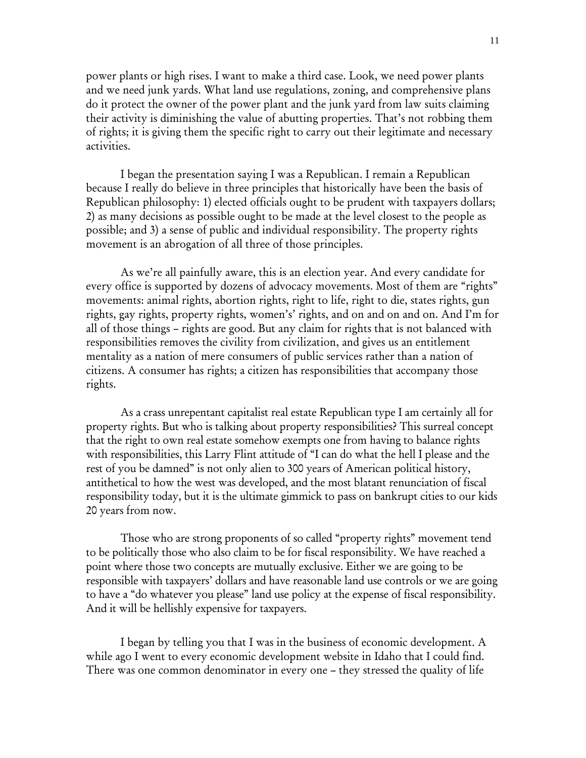power plants or high rises. I want to make a third case. Look, we need power plants and we need junk yards. What land use regulations, zoning, and comprehensive plans do it protect the owner of the power plant and the junk yard from law suits claiming their activity is diminishing the value of abutting properties. That's not robbing them of rights; it is giving them the specific right to carry out their legitimate and necessary activities.

I began the presentation saying I was a Republican. I remain a Republican because I really do believe in three principles that historically have been the basis of Republican philosophy: 1) elected officials ought to be prudent with taxpayers dollars; 2) as many decisions as possible ought to be made at the level closest to the people as possible; and 3) a sense of public and individual responsibility. The property rights movement is an abrogation of all three of those principles.

As we're all painfully aware, this is an election year. And every candidate for every office is supported by dozens of advocacy movements. Most of them are "rights" movements: animal rights, abortion rights, right to life, right to die, states rights, gun rights, gay rights, property rights, women's' rights, and on and on and on. And I'm for all of those things – rights are good. But any claim for rights that is not balanced with responsibilities removes the civility from civilization, and gives us an entitlement mentality as a nation of mere consumers of public services rather than a nation of citizens. A consumer has rights; a citizen has responsibilities that accompany those rights.

As a crass unrepentant capitalist real estate Republican type I am certainly all for property rights. But who is talking about property responsibilities? This surreal concept that the right to own real estate somehow exempts one from having to balance rights with responsibilities, this Larry Flint attitude of "I can do what the hell I please and the rest of you be damned" is not only alien to 300 years of American political history, antithetical to how the west was developed, and the most blatant renunciation of fiscal responsibility today, but it is the ultimate gimmick to pass on bankrupt cities to our kids 20 years from now.

Those who are strong proponents of so called "property rights" movement tend to be politically those who also claim to be for fiscal responsibility. We have reached a point where those two concepts are mutually exclusive. Either we are going to be responsible with taxpayers' dollars and have reasonable land use controls or we are going to have a "do whatever you please" land use policy at the expense of fiscal responsibility. And it will be hellishly expensive for taxpayers.

I began by telling you that I was in the business of economic development. A while ago I went to every economic development website in Idaho that I could find. There was one common denominator in every one – they stressed the quality of life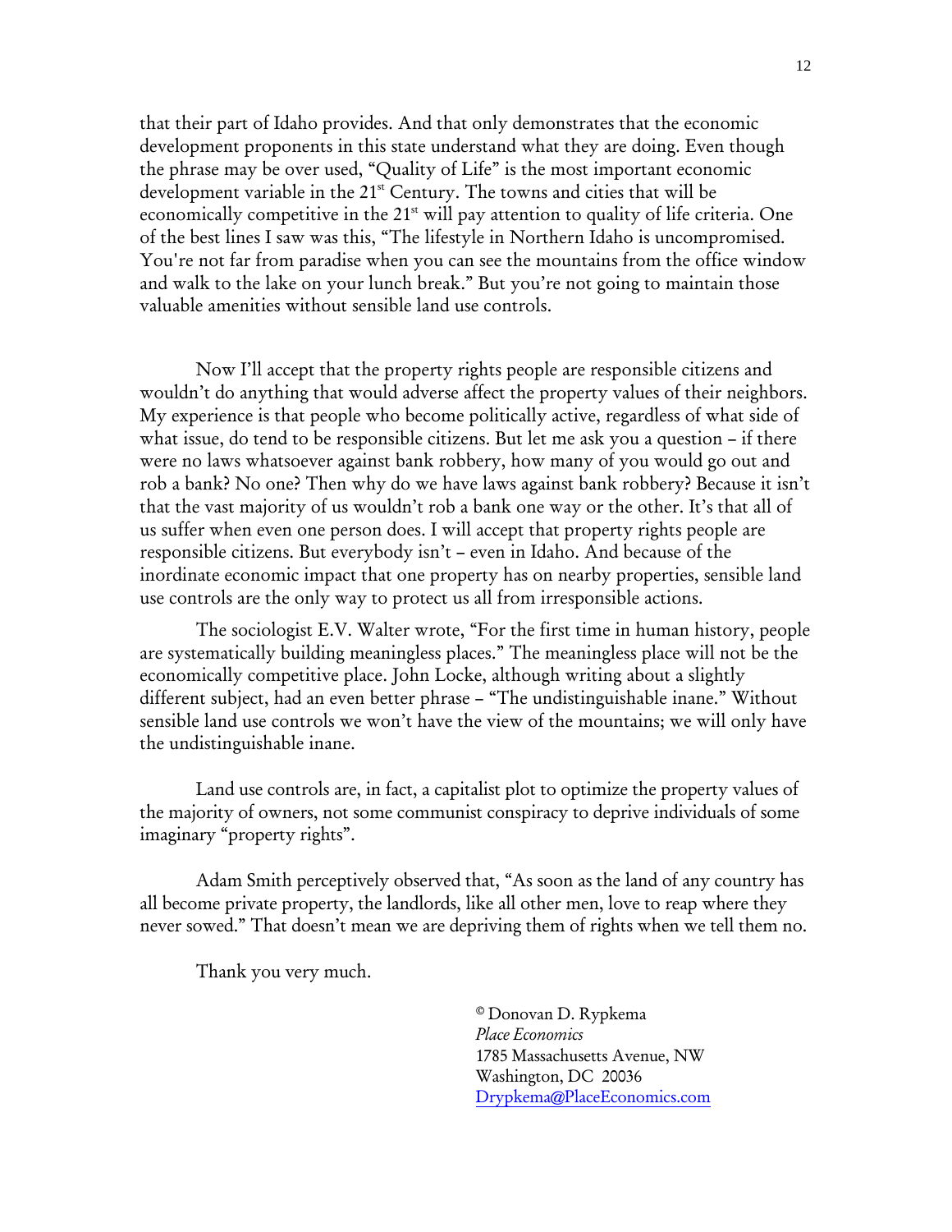that their part of Idaho provides. And that only demonstrates that the economic development proponents in this state understand what they are doing. Even though the phrase may be over used, "Quality of Life" is the most important economic development variable in the 21st Century. The towns and cities that will be economically competitive in the 21st will pay attention to quality of life criteria. One of the best lines I saw was this, "The lifestyle in Northern Idaho is uncompromised. You're not far from paradise when you can see the mountains from the office window and walk to the lake on your lunch break." But you're not going to maintain those valuable amenities without sensible land use controls.

Now I'll accept that the property rights people are responsible citizens and wouldn't do anything that would adverse affect the property values of their neighbors. My experience is that people who become politically active, regardless of what side of what issue, do tend to be responsible citizens. But let me ask you a question – if there were no laws whatsoever against bank robbery, how many of you would go out and rob a bank? No one? Then why do we have laws against bank robbery? Because it isn't that the vast majority of us wouldn't rob a bank one way or the other. It's that all of us suffer when even one person does. I will accept that property rights people are responsible citizens. But everybody isn't – even in Idaho. And because of the inordinate economic impact that one property has on nearby properties, sensible land use controls are the only way to protect us all from irresponsible actions.

The sociologist E.V. Walter wrote, "For the first time in human history, people are systematically building meaningless places." The meaningless place will not be the economically competitive place. John Locke, although writing about a slightly different subject, had an even better phrase – "The undistinguishable inane." Without sensible land use controls we won't have the view of the mountains; we will only have the undistinguishable inane.

Land use controls are, in fact, a capitalist plot to optimize the property values of the majority of owners, not some communist conspiracy to deprive individuals of some imaginary "property rights".

Adam Smith perceptively observed that, "As soon as the land of any country has all become private property, the landlords, like all other men, love to reap where they never sowed." That doesn't mean we are depriving them of rights when we tell them no.

Thank you very much.

© Donovan D. Rypkema
*Place Economics*
1785 Massachusetts Avenue, NW
Washington, DC 20036
Drypkema@PlaceEconomics.com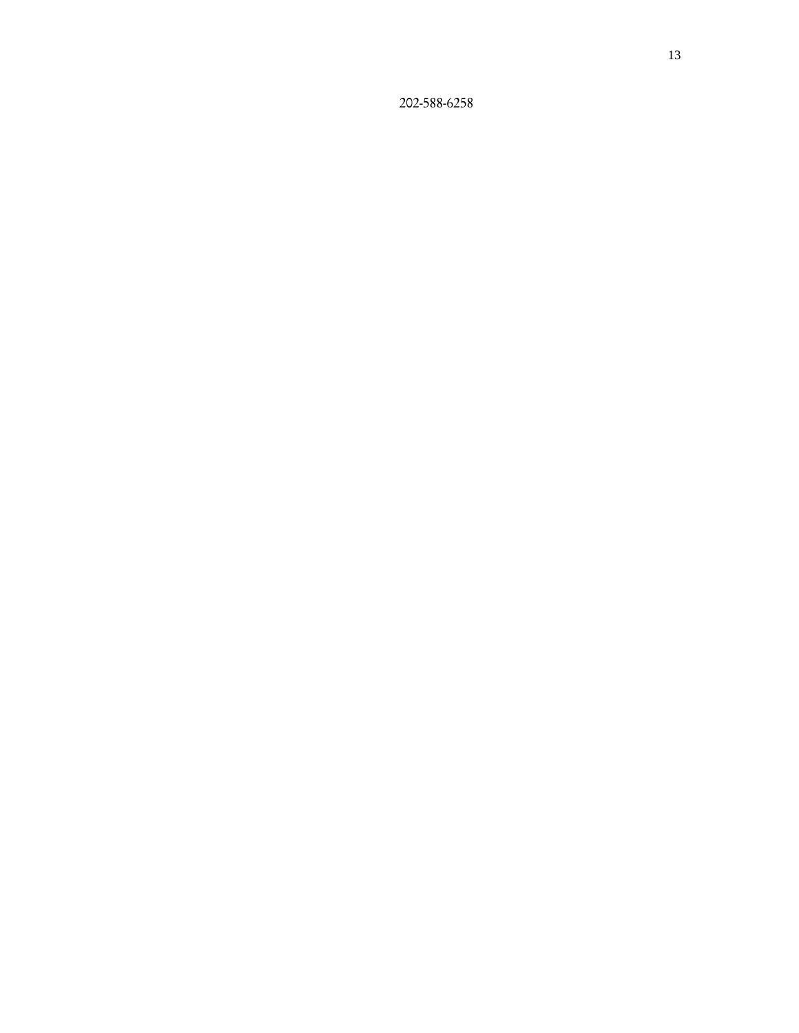202-588-6258